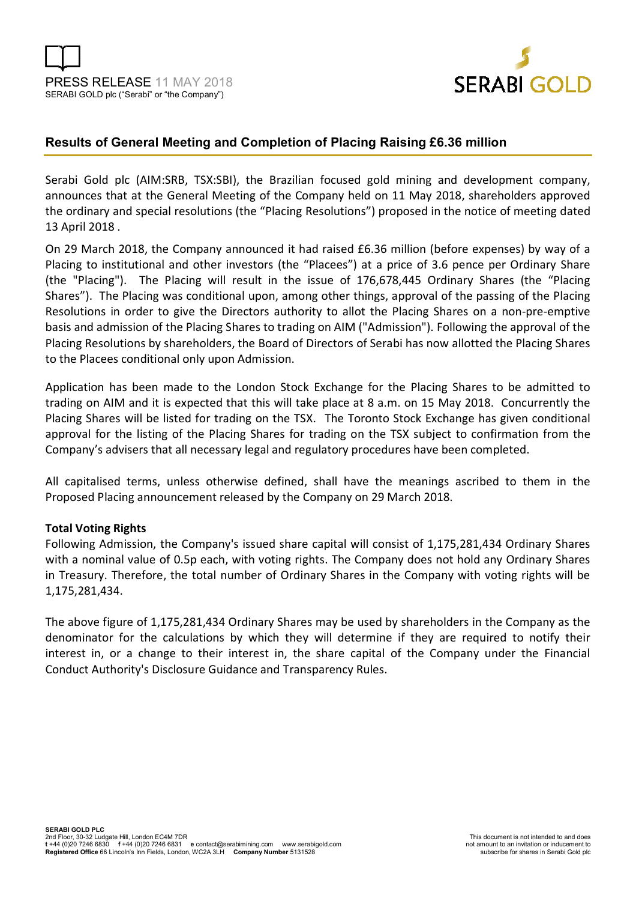PRESS RELEASE 11 MAY 2018
SERABI GOLD plc ("Serabi" or "the Company")

## Results of General Meeting and Completion of Placing Raising £6.36 million

Serabi Gold plc (AIM:SRB, TSX:SBI), the Brazilian focused gold mining and development company, announces that at the General Meeting of the Company held on 11 May 2018, shareholders approved the ordinary and special resolutions (the "Placing Resolutions") proposed in the notice of meeting dated 13 April 2018 .

On 29 March 2018, the Company announced it had raised £6.36 million (before expenses) by way of a Placing to institutional and other investors (the "Placees") at a price of 3.6 pence per Ordinary Share (the "Placing"). The Placing will result in the issue of 176,678,445 Ordinary Shares (the "Placing Shares"). The Placing was conditional upon, among other things, approval of the passing of the Placing Resolutions in order to give the Directors authority to allot the Placing Shares on a non-pre-emptive basis and admission of the Placing Shares to trading on AIM ("Admission"). Following the approval of the Placing Resolutions by shareholders, the Board of Directors of Serabi has now allotted the Placing Shares to the Placees conditional only upon Admission.

Application has been made to the London Stock Exchange for the Placing Shares to be admitted to trading on AIM and it is expected that this will take place at 8 a.m. on 15 May 2018. Concurrently the Placing Shares will be listed for trading on the TSX. The Toronto Stock Exchange has given conditional approval for the listing of the Placing Shares for trading on the TSX subject to confirmation from the Company's advisers that all necessary legal and regulatory procedures have been completed.

All capitalised terms, unless otherwise defined, shall have the meanings ascribed to them in the Proposed Placing announcement released by the Company on 29 March 2018.

**Total Voting Rights**

Following Admission, the Company's issued share capital will consist of 1,175,281,434 Ordinary Shares with a nominal value of 0.5p each, with voting rights. The Company does not hold any Ordinary Shares in Treasury. Therefore, the total number of Ordinary Shares in the Company with voting rights will be 1,175,281,434.

The above figure of 1,175,281,434 Ordinary Shares may be used by shareholders in the Company as the denominator for the calculations by which they will determine if they are required to notify their interest in, or a change to their interest in, the share capital of the Company under the Financial Conduct Authority's Disclosure Guidance and Transparency Rules.

**SERABI GOLD PLC**
2nd Floor, 30-32 Ludgate Hill, London EC4M 7DR
**t** +44 (0)20 7246 6830 **f** +44 (0)20 7246 6831 **e** contact@serabimining.com www.serabigold.com
**Registered Office** 66 Lincoln's Inn Fields, London, WC2A 3LH **Company Number** 5131528

This document is not intended to and does not amount to an invitation or inducement to subscribe for shares in Serabi Gold plc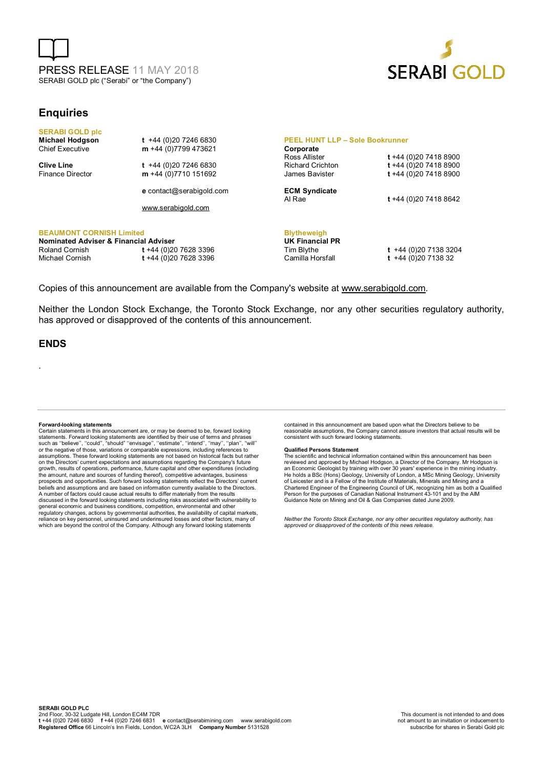PRESS RELEASE 11 MAY 2018

SERABI GOLD plc ("Serabi" or "the Company")

## Enquiries

**SERABI GOLD plc**

| | | | | | |
|---|---|---|---|---|---|
| **Michael Hodgson** | **t** +44 (0)20 7246 6830 | | | | |
| Chief Executive | **m** +44 (0)7799 473621 | | | | |
| **Clive Line** | **t** +44 (0)20 7246 6830 | | | | |
| Finance Director | **m** +44 (0)7710 151692 | | | | |
| | **e** contact@serabigold.com | | | | |
| | www.serabigold.com | | | | |

**PEEL HUNT LLP – Sole Bookrunner**

**Corporate**

| | |
|---|---|
| Ross Allister | **t** +44 (0)20 7418 8900 |
| Richard Crichton | **t** +44 (0)20 7418 8900 |
| James Bavister | **t** +44 (0)20 7418 8900 |

**ECM Syndicate**

| | |
|---|---|
| Al Rae | **t** +44 (0)20 7418 8642 |

**BEAUMONT CORNISH Limited**

**Nominated Adviser & Financial Adviser**

| | |
|---|---|
| Roland Cornish | **t** +44 (0)20 7628 3396 |
| Michael Cornish | **t** +44 (0)20 7628 3396 |

**Blytheweigh**

**UK Financial PR**

| | |
|---|---|
| Tim Blythe | **t** +44 (0)20 7138 3204 |
| Camilla Horsfall | **t** +44 (0)20 7138 32 |

Copies of this announcement are available from the Company's website at www.serabigold.com.

Neither the London Stock Exchange, the Toronto Stock Exchange, nor any other securities regulatory authority, has approved or disapproved of the contents of this announcement.

## ENDS

.

**Forward-looking statements**

Certain statements in this announcement are, or may be deemed to be, forward looking statements. Forward looking statements are identified by their use of terms and phrases such as ''believe'', ''could'', "should" ''envisage'', ''estimate'', ''intend'', ''may'', ''plan'', ''will'' or the negative of those, variations or comparable expressions, including references to assumptions. These forward looking statements are not based on historical facts but rather on the Directors' current expectations and assumptions regarding the Company's future growth, results of operations, performance, future capital and other expenditures (including the amount, nature and sources of funding thereof), competitive advantages, business prospects and opportunities. Such forward looking statements reflect the Directors' current beliefs and assumptions and are based on information currently available to the Directors. A number of factors could cause actual results to differ materially from the results discussed in the forward looking statements including risks associated with vulnerability to general economic and business conditions, competition, environmental and other regulatory changes, actions by governmental authorities, the availability of capital markets, reliance on key personnel, uninsured and underinsured losses and other factors, many of which are beyond the control of the Company. Although any forward looking statements contained in this announcement are based upon what the Directors believe to be reasonable assumptions, the Company cannot assure investors that actual results will be consistent with such forward looking statements.

**Qualified Persons Statement**

The scientific and technical information contained within this announcement has been reviewed and approved by Michael Hodgson, a Director of the Company. Mr Hodgson is an Economic Geologist by training with over 30 years' experience in the mining industry. He holds a BSc (Hons) Geology, University of London, a MSc Mining Geology, University of Leicester and is a Fellow of the Institute of Materials, Minerals and Mining and a Chartered Engineer of the Engineering Council of UK, recognizing him as both a Qualified Person for the purposes of Canadian National Instrument 43-101 and by the AIM Guidance Note on Mining and Oil & Gas Companies dated June 2009.

*Neither the Toronto Stock Exchange, nor any other securities regulatory authority, has approved or disapproved of the contents of this news release.*

**SERABI GOLD PLC**
2nd Floor, 30-32 Ludgate Hill, London EC4M 7DR
**t** +44 (0)20 7246 6830 **f** +44 (0)20 7246 6831 **e** contact@serabimining.com www.serabigold.com
**Registered Office** 66 Lincoln's Inn Fields, London, WC2A 3LH **Company Number** 5131528

This document is not intended to and does not amount to an invitation or inducement to subscribe for shares in Serabi Gold plc